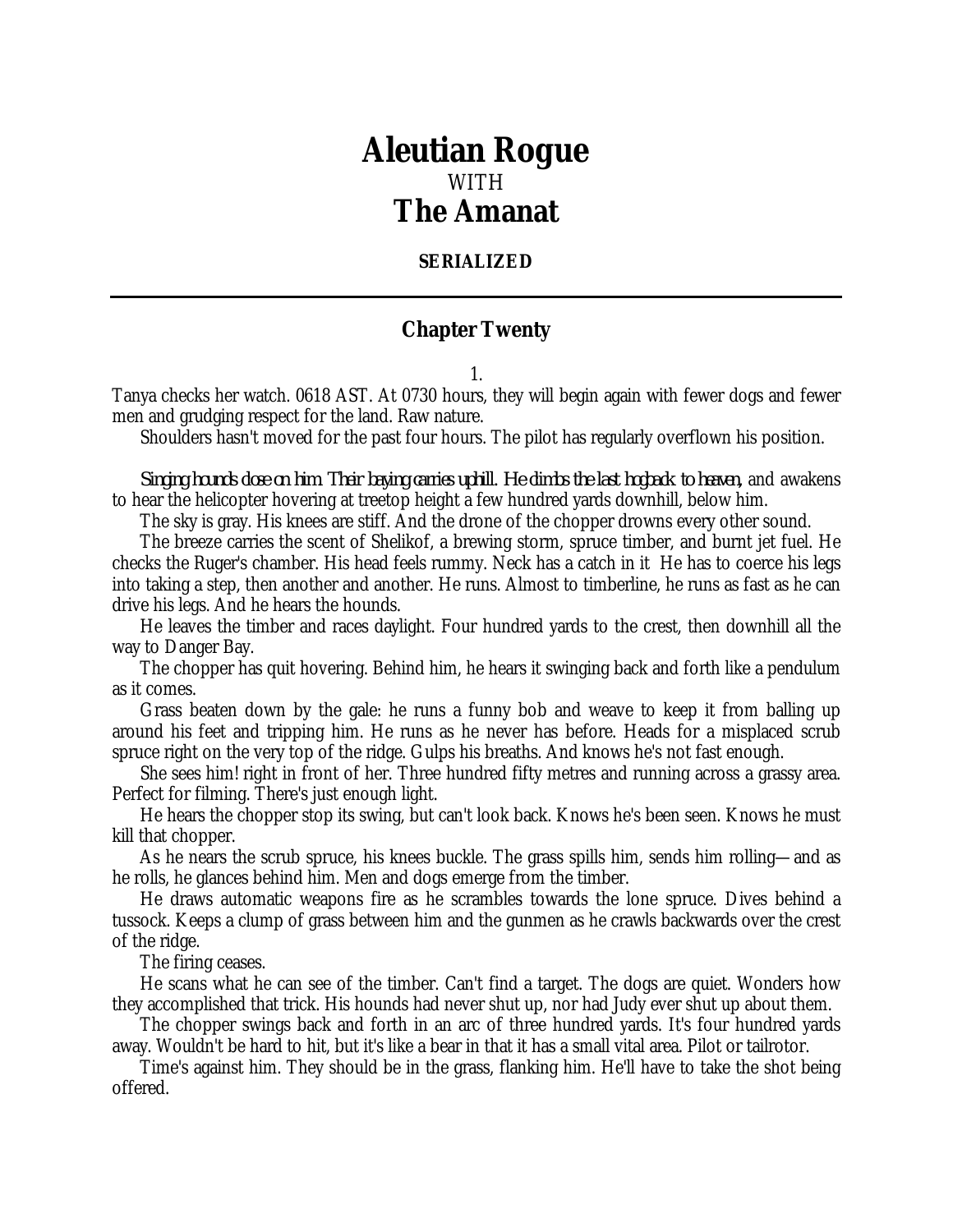# Aleutian Rogue

WITH

# The Amanat

**SERIALIZED**

---

## Chapter Twenty

1.

Tanya checks her watch. 0618 AST. At 0730 hours, they will begin again with fewer dogs and fewer men and grudging respect for the land. Raw nature.

Shoulders hasn't moved for the past four hours. The pilot has regularly overflown his position.

*Singing hounds close on him. Their baying carries uphill. He climbs the last hogback to heaven,* and awakens to hear the helicopter hovering at treetop height a few hundred yards downhill, below him.

The sky is gray. His knees are stiff. And the drone of the chopper drowns every other sound.

The breeze carries the scent of Shelikof, a brewing storm, spruce timber, and burnt jet fuel. He checks the Ruger's chamber. His head feels rummy. Neck has a catch in it He has to coerce his legs into taking a step, then another and another. He runs. Almost to timberline, he runs as fast as he can drive his legs. And he hears the hounds.

He leaves the timber and races daylight. Four hundred yards to the crest, then downhill all the way to Danger Bay.

The chopper has quit hovering. Behind him, he hears it swinging back and forth like a pendulum as it comes.

Grass beaten down by the gale: he runs a funny bob and weave to keep it from balling up around his feet and tripping him. He runs as he never has before. Heads for a misplaced scrub spruce right on the very top of the ridge. Gulps his breaths. And knows he's not fast enough.

She sees him! right in front of her. Three hundred fifty metres and running across a grassy area. Perfect for filming. There's just enough light.

He hears the chopper stop its swing, but can't look back. Knows he's been seen. Knows he must kill that chopper.

As he nears the scrub spruce, his knees buckle. The grass spills him, sends him rolling—and as he rolls, he glances behind him. Men and dogs emerge from the timber.

He draws automatic weapons fire as he scrambles towards the lone spruce. Dives behind a tussock. Keeps a clump of grass between him and the gunmen as he crawls backwards over the crest of the ridge.

The firing ceases.

He scans what he can see of the timber. Can't find a target. The dogs are quiet. Wonders how they accomplished that trick. His hounds had never shut up, nor had Judy ever shut up about them.

The chopper swings back and forth in an arc of three hundred yards. It's four hundred yards away. Wouldn't be hard to hit, but it's like a bear in that it has a small vital area. Pilot or tailrotor.

Time's against him. They should be in the grass, flanking him. He'll have to take the shot being offered.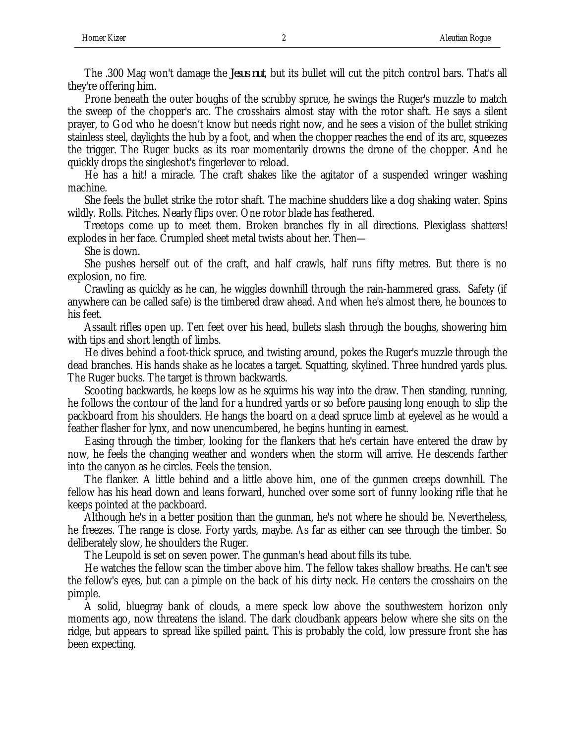The .300 Mag won't damage the ***Jesus nut***, but its bullet will cut the pitch control bars. That's all they're offering him.

Prone beneath the outer boughs of the scrubby spruce, he swings the Ruger's muzzle to match the sweep of the chopper's arc. The crosshairs almost stay with the rotor shaft. He says a silent prayer, to God who he doesn't know but needs right now, and he sees a vision of the bullet striking stainless steel, daylights the hub by a foot, and when the chopper reaches the end of its arc, squeezes the trigger. The Ruger bucks as its roar momentarily drowns the drone of the chopper. And he quickly drops the singleshot's fingerlever to reload.

He has a hit! a miracle. The craft shakes like the agitator of a suspended wringer washing machine.

She feels the bullet strike the rotor shaft. The machine shudders like a dog shaking water. Spins wildly. Rolls. Pitches. Nearly flips over. One rotor blade has feathered.

Treetops come up to meet them. Broken branches fly in all directions. Plexiglass shatters! explodes in her face. Crumpled sheet metal twists about her. Then—

She is down.

She pushes herself out of the craft, and half crawls, half runs fifty metres. But there is no explosion, no fire.

Crawling as quickly as he can, he wiggles downhill through the rain-hammered grass. Safety (if anywhere can be called safe) is the timbered draw ahead. And when he's almost there, he bounces to his feet.

Assault rifles open up. Ten feet over his head, bullets slash through the boughs, showering him with tips and short length of limbs.

He dives behind a foot-thick spruce, and twisting around, pokes the Ruger's muzzle through the dead branches. His hands shake as he locates a target. Squatting, skylined. Three hundred yards plus. The Ruger bucks. The target is thrown backwards.

Scooting backwards, he keeps low as he squirms his way into the draw. Then standing, running, he follows the contour of the land for a hundred yards or so before pausing long enough to slip the packboard from his shoulders. He hangs the board on a dead spruce limb at eyelevel as he would a feather flasher for lynx, and now unencumbered, he begins hunting in earnest.

Easing through the timber, looking for the flankers that he's certain have entered the draw by now, he feels the changing weather and wonders when the storm will arrive. He descends farther into the canyon as he circles. Feels the tension.

The flanker. A little behind and a little above him, one of the gunmen creeps downhill. The fellow has his head down and leans forward, hunched over some sort of funny looking rifle that he keeps pointed at the packboard.

Although he's in a better position than the gunman, he's not where he should be. Nevertheless, he freezes. The range is close. Forty yards, maybe. As far as either can see through the timber. So deliberately slow, he shoulders the Ruger.

The Leupold is set on seven power. The gunman's head about fills its tube.

He watches the fellow scan the timber above him. The fellow takes shallow breaths. He can't see the fellow's eyes, but can a pimple on the back of his dirty neck. He centers the crosshairs on the pimple.

A solid, bluegray bank of clouds, a mere speck low above the southwestern horizon only moments ago, now threatens the island. The dark cloudbank appears below where she sits on the ridge, but appears to spread like spilled paint. This is probably the cold, low pressure front she has been expecting.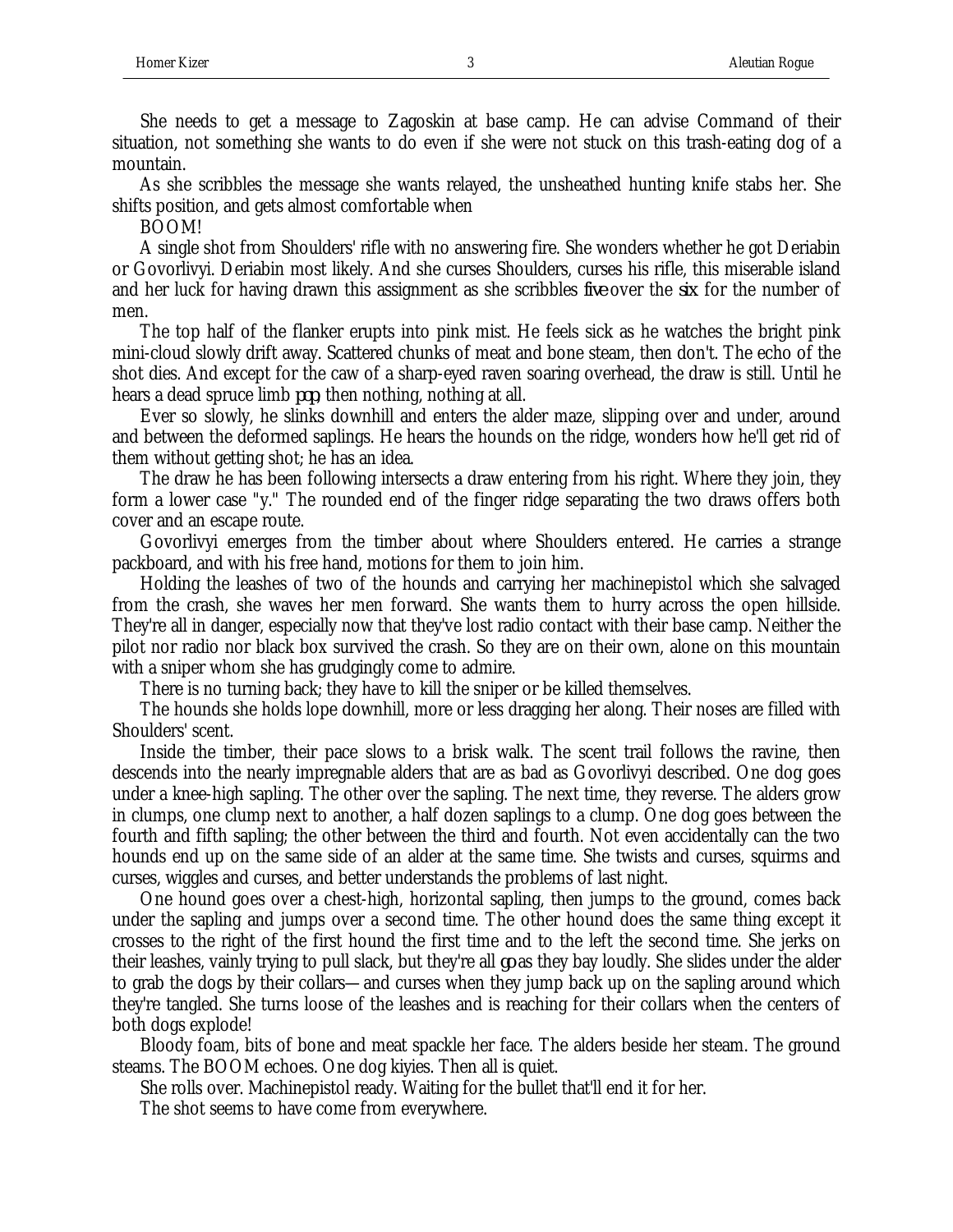She needs to get a message to Zagoskin at base camp. He can advise Command of their situation, not something she wants to do even if she were not stuck on this trash-eating dog of a mountain.

As she scribbles the message she wants relayed, the unsheathed hunting knife stabs her. She shifts position, and gets almost comfortable when

BOOM!

A single shot from Shoulders' rifle with no answering fire. She wonders whether he got Deriabin or Govorlivyi. Deriabin most likely. And she curses Shoulders, curses his rifle, this miserable island and her luck for having drawn this assignment as she scribbles *five* over the *six* for the number of men.

The top half of the flanker erupts into pink mist. He feels sick as he watches the bright pink mini-cloud slowly drift away. Scattered chunks of meat and bone steam, then don't. The echo of the shot dies. And except for the caw of a sharp-eyed raven soaring overhead, the draw is still. Until he hears a dead spruce limb *pop*, then nothing, nothing at all.

Ever so slowly, he slinks downhill and enters the alder maze, slipping over and under, around and between the deformed saplings. He hears the hounds on the ridge, wonders how he'll get rid of them without getting shot; he has an idea.

The draw he has been following intersects a draw entering from his right. Where they join, they form a lower case "y." The rounded end of the finger ridge separating the two draws offers both cover and an escape route.

Govorlivyi emerges from the timber about where Shoulders entered. He carries a strange packboard, and with his free hand, motions for them to join him.

Holding the leashes of two of the hounds and carrying her machinepistol which she salvaged from the crash, she waves her men forward. She wants them to hurry across the open hillside. They're all in danger, especially now that they've lost radio contact with their base camp. Neither the pilot nor radio nor black box survived the crash. So they are on their own, alone on this mountain with a sniper whom she has grudgingly come to admire.

There is no turning back; they have to kill the sniper or be killed themselves.

The hounds she holds lope downhill, more or less dragging her along. Their noses are filled with Shoulders' scent.

Inside the timber, their pace slows to a brisk walk. The scent trail follows the ravine, then descends into the nearly impregnable alders that are as bad as Govorlivyi described. One dog goes under a knee-high sapling. The other over the sapling. The next time, they reverse. The alders grow in clumps, one clump next to another, a half dozen saplings to a clump. One dog goes between the fourth and fifth sapling; the other between the third and fourth. Not even accidentally can the two hounds end up on the same side of an alder at the same time. She twists and curses, squirms and curses, wiggles and curses, and better understands the problems of last night.

One hound goes over a chest-high, horizontal sapling, then jumps to the ground, comes back under the sapling and jumps over a second time. The other hound does the same thing except it crosses to the right of the first hound the first time and to the left the second time. She jerks on their leashes, vainly trying to pull slack, but they're all *go* as they bay loudly. She slides under the alder to grab the dogs by their collars—and curses when they jump back up on the sapling around which they're tangled. She turns loose of the leashes and is reaching for their collars when the centers of both dogs explode!

Bloody foam, bits of bone and meat spackle her face. The alders beside her steam. The ground steams. The BOOM echoes. One dog kiyies. Then all is quiet.

She rolls over. Machinepistol ready. Waiting for the bullet that'll end it for her.

The shot seems to have come from everywhere.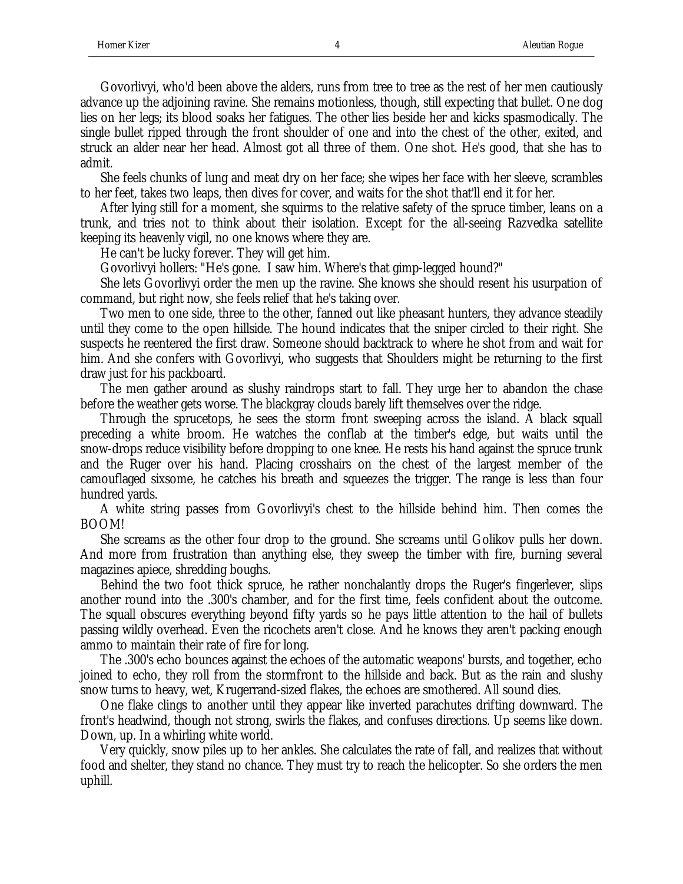Govorlivyi, who'd been above the alders, runs from tree to tree as the rest of her men cautiously advance up the adjoining ravine. She remains motionless, though, still expecting that bullet. One dog lies on her legs; its blood soaks her fatigues. The other lies beside her and kicks spasmodically. The single bullet ripped through the front shoulder of one and into the chest of the other, exited, and struck an alder near her head. Almost got all three of them. One shot. He's good, that she has to admit.

She feels chunks of lung and meat dry on her face; she wipes her face with her sleeve, scrambles to her feet, takes two leaps, then dives for cover, and waits for the shot that'll end it for her.

After lying still for a moment, she squirms to the relative safety of the spruce timber, leans on a trunk, and tries not to think about their isolation. Except for the all-seeing Razvedka satellite keeping its heavenly vigil, no one knows where they are.

He can't be lucky forever. They will get him.

Govorlivyi hollers: "He's gone. I saw him. Where's that gimp-legged hound?"

She lets Govorlivyi order the men up the ravine. She knows she should resent his usurpation of command, but right now, she feels relief that he's taking over.

Two men to one side, three to the other, fanned out like pheasant hunters, they advance steadily until they come to the open hillside. The hound indicates that the sniper circled to their right. She suspects he reentered the first draw. Someone should backtrack to where he shot from and wait for him. And she confers with Govorlivyi, who suggests that Shoulders might be returning to the first draw just for his packboard.

The men gather around as slushy raindrops start to fall. They urge her to abandon the chase before the weather gets worse. The blackgray clouds barely lift themselves over the ridge.

Through the sprucetops, he sees the storm front sweeping across the island. A black squall preceding a white broom. He watches the conflab at the timber's edge, but waits until the snow-drops reduce visibility before dropping to one knee. He rests his hand against the spruce trunk and the Ruger over his hand. Placing crosshairs on the chest of the largest member of the camouflaged sixsome, he catches his breath and squeezes the trigger. The range is less than four hundred yards.

A white string passes from Govorlivyi's chest to the hillside behind him. Then comes the BOOM!

She screams as the other four drop to the ground. She screams until Golikov pulls her down. And more from frustration than anything else, they sweep the timber with fire, burning several magazines apiece, shredding boughs.

Behind the two foot thick spruce, he rather nonchalantly drops the Ruger's fingerlever, slips another round into the .300's chamber, and for the first time, feels confident about the outcome. The squall obscures everything beyond fifty yards so he pays little attention to the hail of bullets passing wildly overhead. Even the ricochets aren't close. And he knows they aren't packing enough ammo to maintain their rate of fire for long.

The .300's echo bounces against the echoes of the automatic weapons' bursts, and together, echo joined to echo, they roll from the stormfront to the hillside and back. But as the rain and slushy snow turns to heavy, wet, Krugerrand-sized flakes, the echoes are smothered. All sound dies.

One flake clings to another until they appear like inverted parachutes drifting downward. The front's headwind, though not strong, swirls the flakes, and confuses directions. Up seems like down. Down, up. In a whirling white world.

Very quickly, snow piles up to her ankles. She calculates the rate of fall, and realizes that without food and shelter, they stand no chance. They must try to reach the helicopter. So she orders the men uphill.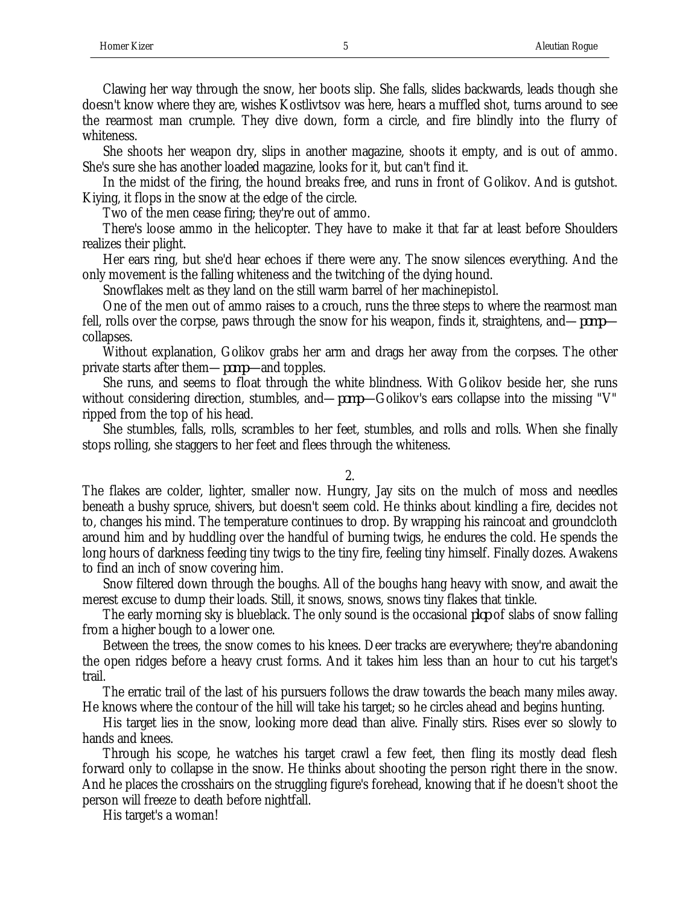Clawing her way through the snow, her boots slip. She falls, slides backwards, leads though she doesn't know where they are, wishes Kostlivtsov was here, hears a muffled shot, turns around to see the rearmost man crumple. They dive down, form a circle, and fire blindly into the flurry of whiteness.

She shoots her weapon dry, slips in another magazine, shoots it empty, and is out of ammo. She's sure she has another loaded magazine, looks for it, but can't find it.

In the midst of the firing, the hound breaks free, and runs in front of Golikov. And is gutshot. Kiying, it flops in the snow at the edge of the circle.

Two of the men cease firing; they're out of ammo.

There's loose ammo in the helicopter. They have to make it that far at least before Shoulders realizes their plight.

Her ears ring, but she'd hear echoes if there were any. The snow silences everything. And the only movement is the falling whiteness and the twitching of the dying hound.

Snowflakes melt as they land on the still warm barrel of her machinepistol.

One of the men out of ammo raises to a crouch, runs the three steps to where the rearmost man fell, rolls over the corpse, paws through the snow for his weapon, finds it, straightens, and—*pomp*—collapses.

Without explanation, Golikov grabs her arm and drags her away from the corpses. The other private starts after them—*pomp*—and topples.

She runs, and seems to float through the white blindness. With Golikov beside her, she runs without considering direction, stumbles, and—*pomp*—Golikov's ears collapse into the missing "V" ripped from the top of his head.

She stumbles, falls, rolls, scrambles to her feet, stumbles, and rolls and rolls. When she finally stops rolling, she staggers to her feet and flees through the whiteness.

2.

The flakes are colder, lighter, smaller now. Hungry, Jay sits on the mulch of moss and needles beneath a bushy spruce, shivers, but doesn't seem cold. He thinks about kindling a fire, decides not to, changes his mind. The temperature continues to drop. By wrapping his raincoat and groundcloth around him and by huddling over the handful of burning twigs, he endures the cold. He spends the long hours of darkness feeding tiny twigs to the tiny fire, feeling tiny himself. Finally dozes. Awakens to find an inch of snow covering him.

Snow filtered down through the boughs. All of the boughs hang heavy with snow, and await the merest excuse to dump their loads. Still, it snows, snows, snows tiny flakes that tinkle.

The early morning sky is blueblack. The only sound is the occasional *plop* of slabs of snow falling from a higher bough to a lower one.

Between the trees, the snow comes to his knees. Deer tracks are everywhere; they're abandoning the open ridges before a heavy crust forms. And it takes him less than an hour to cut his target's trail.

The erratic trail of the last of his pursuers follows the draw towards the beach many miles away. He knows where the contour of the hill will take his target; so he circles ahead and begins hunting.

His target lies in the snow, looking more dead than alive. Finally stirs. Rises ever so slowly to hands and knees.

Through his scope, he watches his target crawl a few feet, then fling its mostly dead flesh forward only to collapse in the snow. He thinks about shooting the person right there in the snow. And he places the crosshairs on the struggling figure's forehead, knowing that if he doesn't shoot the person will freeze to death before nightfall.

His target's a woman!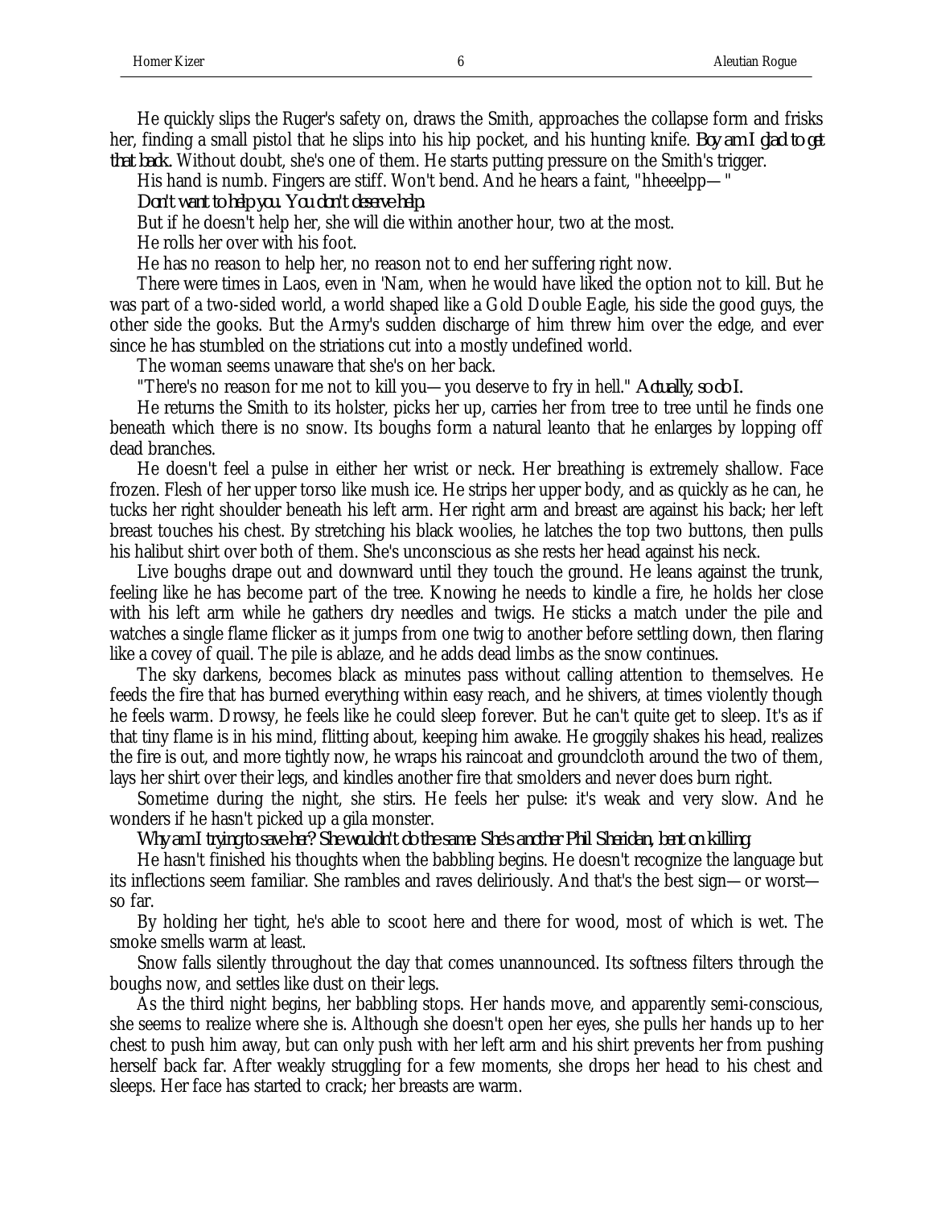He quickly slips the Ruger's safety on, draws the Smith, approaches the collapse form and frisks her, finding a small pistol that he slips into his hip pocket, and his hunting knife. *Boy am I glad to get that back.* Without doubt, she's one of them. He starts putting pressure on the Smith's trigger.

His hand is numb. Fingers are stiff. Won't bend. And he hears a faint, "hheeelpp—"

*Don't want to help you. You don't deserve help.*

But if he doesn't help her, she will die within another hour, two at the most.

He rolls her over with his foot.

He has no reason to help her, no reason not to end her suffering right now.

There were times in Laos, even in 'Nam, when he would have liked the option not to kill. But he was part of a two-sided world, a world shaped like a Gold Double Eagle, his side the good guys, the other side the gooks. But the Army's sudden discharge of him threw him over the edge, and ever since he has stumbled on the striations cut into a mostly undefined world.

The woman seems unaware that she's on her back.

"There's no reason for me not to kill you—you deserve to fry in hell." *Actually, so do I.*

He returns the Smith to its holster, picks her up, carries her from tree to tree until he finds one beneath which there is no snow. Its boughs form a natural leanto that he enlarges by lopping off dead branches.

He doesn't feel a pulse in either her wrist or neck. Her breathing is extremely shallow. Face frozen. Flesh of her upper torso like mush ice. He strips her upper body, and as quickly as he can, he tucks her right shoulder beneath his left arm. Her right arm and breast are against his back; her left breast touches his chest. By stretching his black woolies, he latches the top two buttons, then pulls his halibut shirt over both of them. She's unconscious as she rests her head against his neck.

Live boughs drape out and downward until they touch the ground. He leans against the trunk, feeling like he has become part of the tree. Knowing he needs to kindle a fire, he holds her close with his left arm while he gathers dry needles and twigs. He sticks a match under the pile and watches a single flame flicker as it jumps from one twig to another before settling down, then flaring like a covey of quail. The pile is ablaze, and he adds dead limbs as the snow continues.

The sky darkens, becomes black as minutes pass without calling attention to themselves. He feeds the fire that has burned everything within easy reach, and he shivers, at times violently though he feels warm. Drowsy, he feels like he could sleep forever. But he can't quite get to sleep. It's as if that tiny flame is in his mind, flitting about, keeping him awake. He groggily shakes his head, realizes the fire is out, and more tightly now, he wraps his raincoat and groundcloth around the two of them, lays her shirt over their legs, and kindles another fire that smolders and never does burn right.

Sometime during the night, she stirs. He feels her pulse: it's weak and very slow. And he wonders if he hasn't picked up a gila monster.

*Why am I trying to save her? She wouldn't do the same. She's another Phil Sheridan, bent on killing.*

He hasn't finished his thoughts when the babbling begins. He doesn't recognize the language but its inflections seem familiar. She rambles and raves deliriously. And that's the best sign—or worst—so far.

By holding her tight, he's able to scoot here and there for wood, most of which is wet. The smoke smells warm at least.

Snow falls silently throughout the day that comes unannounced. Its softness filters through the boughs now, and settles like dust on their legs.

As the third night begins, her babbling stops. Her hands move, and apparently semi-conscious, she seems to realize where she is. Although she doesn't open her eyes, she pulls her hands up to her chest to push him away, but can only push with her left arm and his shirt prevents her from pushing herself back far. After weakly struggling for a few moments, she drops her head to his chest and sleeps. Her face has started to crack; her breasts are warm.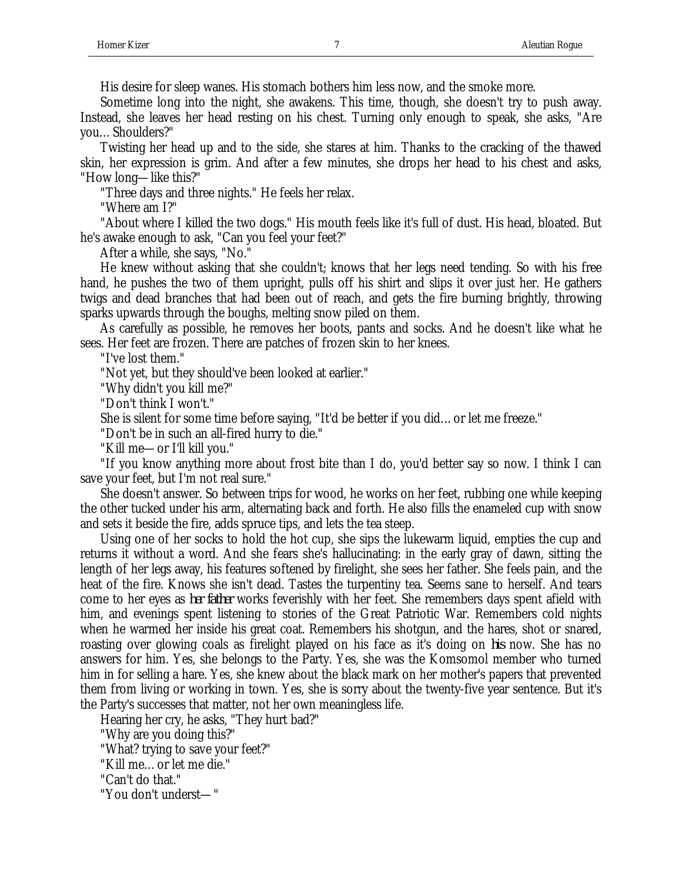His desire for sleep wanes. His stomach bothers him less now, and the smoke more.

Sometime long into the night, she awakens. This time, though, she doesn't try to push away. Instead, she leaves her head resting on his chest. Turning only enough to speak, she asks, "Are you… Shoulders?"

Twisting her head up and to the side, she stares at him. Thanks to the cracking of the thawed skin, her expression is grim. And after a few minutes, she drops her head to his chest and asks, "How long—like this?"

"Three days and three nights." He feels her relax.

"Where am I?"

"About where I killed the two dogs." His mouth feels like it's full of dust. His head, bloated. But he's awake enough to ask, "Can you feel your feet?"

After a while, she says, "No."

He knew without asking that she couldn't; knows that her legs need tending. So with his free hand, he pushes the two of them upright, pulls off his shirt and slips it over just her. He gathers twigs and dead branches that had been out of reach, and gets the fire burning brightly, throwing sparks upwards through the boughs, melting snow piled on them.

As carefully as possible, he removes her boots, pants and socks. And he doesn't like what he sees. Her feet are frozen. There are patches of frozen skin to her knees.

"I've lost them."

"Not yet, but they should've been looked at earlier."

"Why didn't you kill me?"

"Don't think I won't."

She is silent for some time before saying, "It'd be better if you did… or let me freeze."

"Don't be in such an all-fired hurry to die."

"Kill me—or I'll kill you."

"If you know anything more about frost bite than I do, you'd better say so now. I think I can save your feet, but I'm not real sure."

She doesn't answer. So between trips for wood, he works on her feet, rubbing one while keeping the other tucked under his arm, alternating back and forth. He also fills the enameled cup with snow and sets it beside the fire, adds spruce tips, and lets the tea steep.

Using one of her socks to hold the hot cup, she sips the lukewarm liquid, empties the cup and returns it without a word. And she fears she's hallucinating: in the early gray of dawn, sitting the length of her legs away, his features softened by firelight, she sees her father. She feels pain, and the heat of the fire. Knows she isn't dead. Tastes the turpentiny tea. Seems sane to herself. And tears come to her eyes as *her father* works feverishly with her feet. She remembers days spent afield with him, and evenings spent listening to stories of the Great Patriotic War. Remembers cold nights when he warmed her inside his great coat. Remembers his shotgun, and the hares, shot or snared, roasting over glowing coals as firelight played on his face as it's doing on *his* now. She has no answers for him. Yes, she belongs to the Party. Yes, she was the Komsomol member who turned him in for selling a hare. Yes, she knew about the black mark on her mother's papers that prevented them from living or working in town. Yes, she is sorry about the twenty-five year sentence. But it's the Party's successes that matter, not her own meaningless life.

Hearing her cry, he asks, "They hurt bad?"

"Why are you doing this?"

"What? trying to save your feet?"

"Kill me… or let me die."

"Can't do that."

"You don't underst—"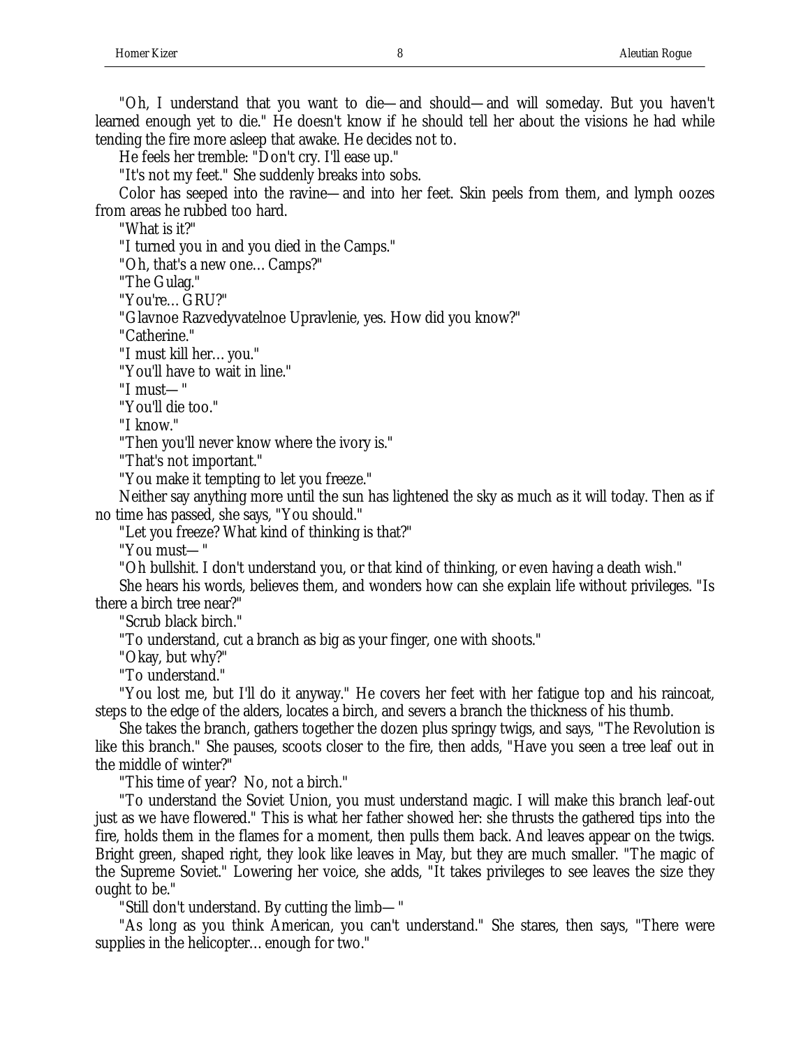"Oh, I understand that you want to die—and should—and will someday. But you haven't learned enough yet to die." He doesn't know if he should tell her about the visions he had while tending the fire more asleep that awake. He decides not to.

He feels her tremble: "Don't cry. I'll ease up."

"It's not my feet." She suddenly breaks into sobs.

Color has seeped into the ravine—and into her feet. Skin peels from them, and lymph oozes from areas he rubbed too hard.

"What is it?"

"I turned you in and you died in the Camps."

"Oh, that's a new one… Camps?"

"The Gulag."

"You're… GRU?"

"Glavnoe Razvedyvatelnoe Upravlenie, yes. How did you know?"

"Catherine."

"I must kill her… you."

"You'll have to wait in line."

"I must— "

"You'll die too."

"I know."

"Then you'll never know where the ivory is."

"That's not important."

"You make it tempting to let you freeze."

Neither say anything more until the sun has lightened the sky as much as it will today. Then as if no time has passed, she says, "You should."

"Let you freeze? What kind of thinking is that?"

"You must— "

"Oh bullshit. I don't understand you, or that kind of thinking, or even having a death wish."

She hears his words, believes them, and wonders how can she explain life without privileges. "Is there a birch tree near?"

"Scrub black birch."

"To understand, cut a branch as big as your finger, one with shoots."

"Okay, but why?"

"To understand."

"You lost me, but I'll do it anyway." He covers her feet with her fatigue top and his raincoat, steps to the edge of the alders, locates a birch, and severs a branch the thickness of his thumb.

She takes the branch, gathers together the dozen plus springy twigs, and says, "The Revolution is like this branch." She pauses, scoots closer to the fire, then adds, "Have you seen a tree leaf out in the middle of winter?"

"This time of year? No, not a birch."

"To understand the Soviet Union, you must understand magic. I will make this branch leaf-out just as we have flowered." This is what her father showed her: she thrusts the gathered tips into the fire, holds them in the flames for a moment, then pulls them back. And leaves appear on the twigs. Bright green, shaped right, they look like leaves in May, but they are much smaller. "The magic of the Supreme Soviet." Lowering her voice, she adds, "It takes privileges to see leaves the size they ought to be."

"Still don't understand. By cutting the limb— "

"As long as you think American, you can't understand." She stares, then says, "There were supplies in the helicopter… enough for two."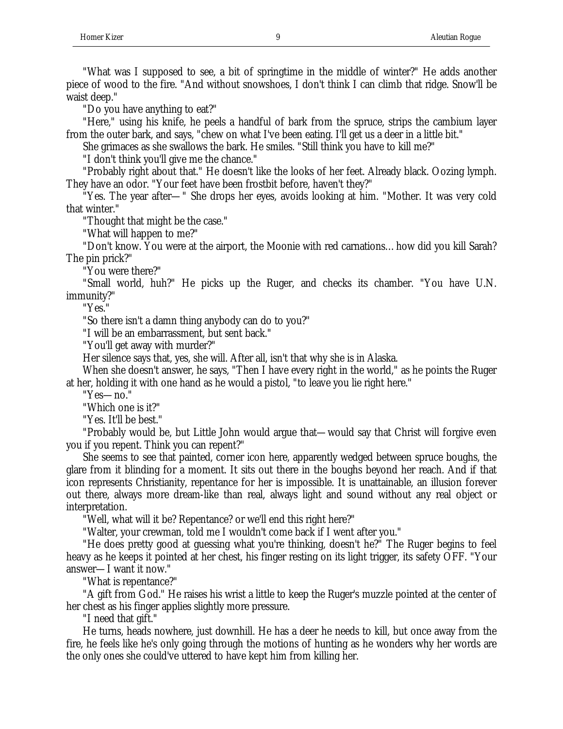"What was I supposed to see, a bit of springtime in the middle of winter?" He adds another piece of wood to the fire. "And without snowshoes, I don't think I can climb that ridge. Snow'll be waist deep."

"Do you have anything to eat?"

"Here," using his knife, he peels a handful of bark from the spruce, strips the cambium layer from the outer bark, and says, "chew on what I've been eating. I'll get us a deer in a little bit."

She grimaces as she swallows the bark. He smiles. "Still think you have to kill me?"

"I don't think you'll give me the chance."

"Probably right about that." He doesn't like the looks of her feet. Already black. Oozing lymph. They have an odor. "Your feet have been frostbit before, haven't they?"

"Yes. The year after—" She drops her eyes, avoids looking at him. "Mother. It was very cold that winter."

"Thought that might be the case."

"What will happen to me?"

"Don't know. You were at the airport, the Moonie with red carnations... how did you kill Sarah? The pin prick?"

"You were there?"

"Small world, huh?" He picks up the Ruger, and checks its chamber. "You have U.N. immunity?"

"Yes."

"So there isn't a damn thing anybody can do to you?"

"I will be an embarrassment, but sent back."

"You'll get away with murder?"

Her silence says that, yes, she will. After all, isn't that why she is in Alaska.

When she doesn't answer, he says, "Then I have every right in the world," as he points the Ruger at her, holding it with one hand as he would a pistol, "to leave you lie right here."

"Yes—no."

"Which one is it?"

"Yes. It'll be best."

"Probably would be, but Little John would argue that—would say that Christ will forgive even you if you repent. Think you can repent?"

She seems to see that painted, corner icon here, apparently wedged between spruce boughs, the glare from it blinding for a moment. It sits out there in the boughs beyond her reach. And if that icon represents Christianity, repentance for her is impossible. It is unattainable, an illusion forever out there, always more dream-like than real, always light and sound without any real object or interpretation.

"Well, what will it be? Repentance? or we'll end this right here?"

"Walter, your crewman, told me I wouldn't come back if I went after you."

"He does pretty good at guessing what you're thinking, doesn't he?" The Ruger begins to feel heavy as he keeps it pointed at her chest, his finger resting on its light trigger, its safety OFF. "Your answer—I want it now."

"What is repentance?"

"A gift from God." He raises his wrist a little to keep the Ruger's muzzle pointed at the center of her chest as his finger applies slightly more pressure.

"I need that gift."

He turns, heads nowhere, just downhill. He has a deer he needs to kill, but once away from the fire, he feels like he's only going through the motions of hunting as he wonders why her words are the only ones she could've uttered to have kept him from killing her.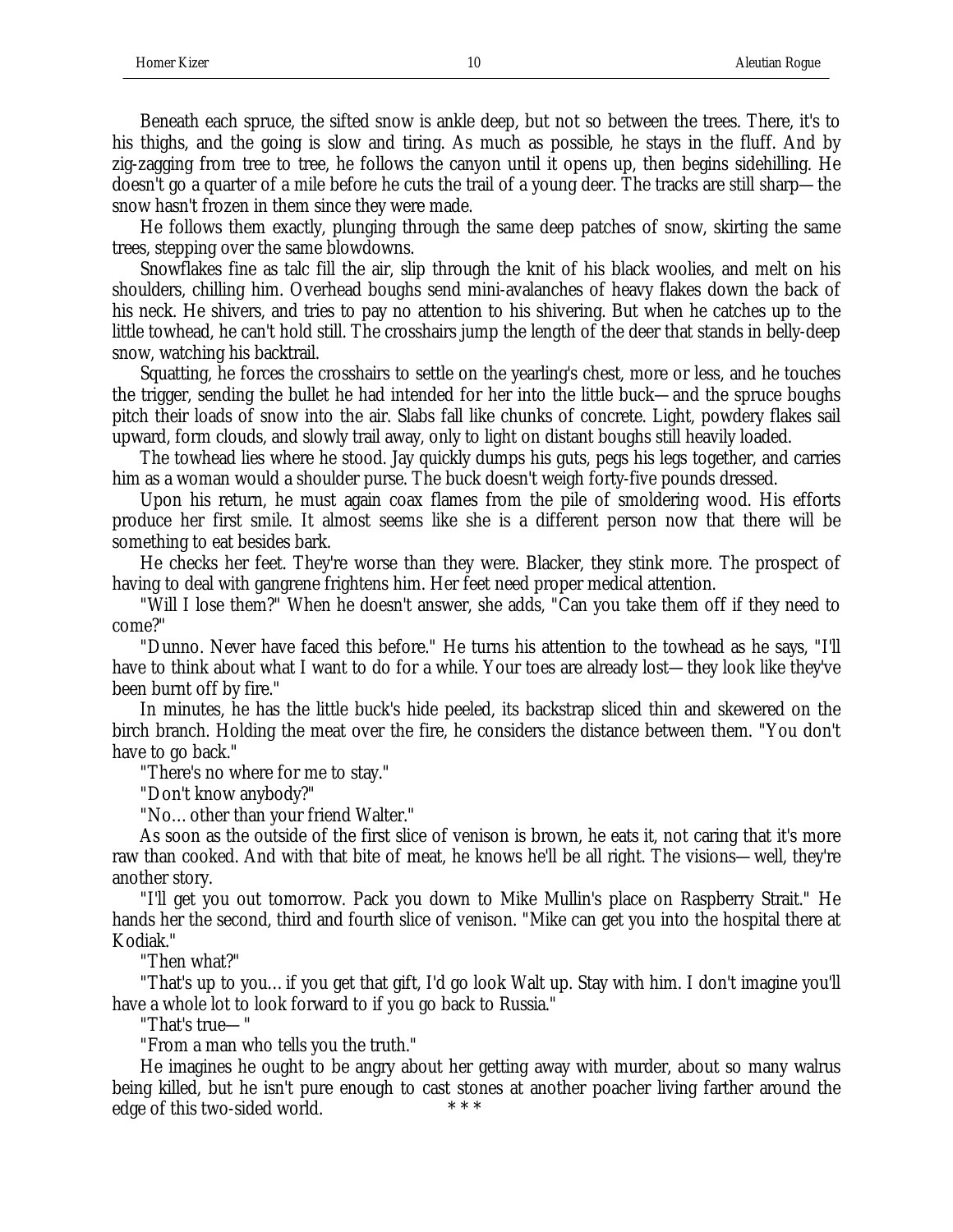Beneath each spruce, the sifted snow is ankle deep, but not so between the trees. There, it's to his thighs, and the going is slow and tiring. As much as possible, he stays in the fluff. And by zig-zagging from tree to tree, he follows the canyon until it opens up, then begins sidehilling. He doesn't go a quarter of a mile before he cuts the trail of a young deer. The tracks are still sharp—the snow hasn't frozen in them since they were made.

He follows them exactly, plunging through the same deep patches of snow, skirting the same trees, stepping over the same blowdowns.

Snowflakes fine as talc fill the air, slip through the knit of his black woolies, and melt on his shoulders, chilling him. Overhead boughs send mini-avalanches of heavy flakes down the back of his neck. He shivers, and tries to pay no attention to his shivering. But when he catches up to the little towhead, he can't hold still. The crosshairs jump the length of the deer that stands in belly-deep snow, watching his backtrail.

Squatting, he forces the crosshairs to settle on the yearling's chest, more or less, and he touches the trigger, sending the bullet he had intended for her into the little buck—and the spruce boughs pitch their loads of snow into the air. Slabs fall like chunks of concrete. Light, powdery flakes sail upward, form clouds, and slowly trail away, only to light on distant boughs still heavily loaded.

The towhead lies where he stood. Jay quickly dumps his guts, pegs his legs together, and carries him as a woman would a shoulder purse. The buck doesn't weigh forty-five pounds dressed.

Upon his return, he must again coax flames from the pile of smoldering wood. His efforts produce her first smile. It almost seems like she is a different person now that there will be something to eat besides bark.

He checks her feet. They're worse than they were. Blacker, they stink more. The prospect of having to deal with gangrene frightens him. Her feet need proper medical attention.

"Will I lose them?" When he doesn't answer, she adds, "Can you take them off if they need to come?"

"Dunno. Never have faced this before." He turns his attention to the towhead as he says, "I'll have to think about what I want to do for a while. Your toes are already lost—they look like they've been burnt off by fire."

In minutes, he has the little buck's hide peeled, its backstrap sliced thin and skewered on the birch branch. Holding the meat over the fire, he considers the distance between them. "You don't have to go back."

"There's no where for me to stay."

"Don't know anybody?"

"No… other than your friend Walter."

As soon as the outside of the first slice of venison is brown, he eats it, not caring that it's more raw than cooked. And with that bite of meat, he knows he'll be all right. The visions—well, they're another story.

"I'll get you out tomorrow. Pack you down to Mike Mullin's place on Raspberry Strait." He hands her the second, third and fourth slice of venison. "Mike can get you into the hospital there at Kodiak."

"Then what?"

"That's up to you… if you get that gift, I'd go look Walt up. Stay with him. I don't imagine you'll have a whole lot to look forward to if you go back to Russia."

"That's true— "

"From a man who tells you the truth."

He imagines he ought to be angry about her getting away with murder, about so many walrus being killed, but he isn't pure enough to cast stones at another poacher living farther around the edge of this two-sided world.

* * *